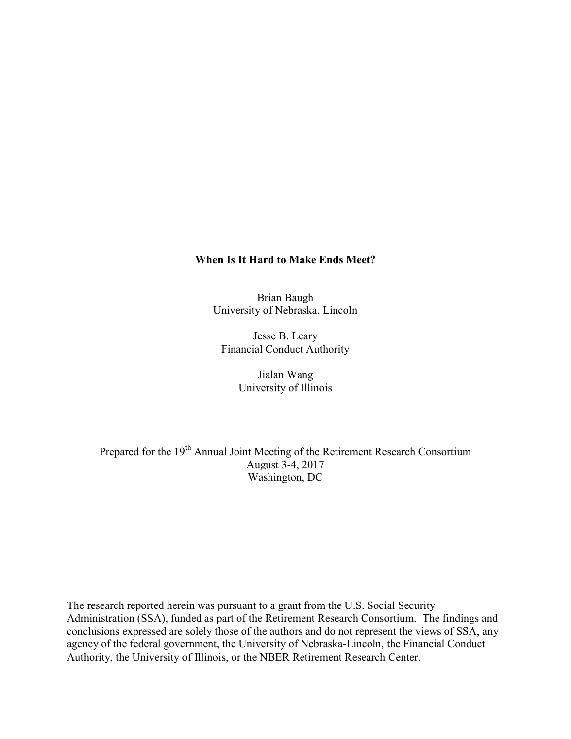# When Is It Hard to Make Ends Meet?

Brian Baugh
University of Nebraska, Lincoln

Jesse B. Leary
Financial Conduct Authority

Jialan Wang
University of Illinois

Prepared for the 19th Annual Joint Meeting of the Retirement Research Consortium
August 3-4, 2017
Washington, DC

The research reported herein was pursuant to a grant from the U.S. Social Security Administration (SSA), funded as part of the Retirement Research Consortium. The findings and conclusions expressed are solely those of the authors and do not represent the views of SSA, any agency of the federal government, the University of Nebraska-Lincoln, the Financial Conduct Authority, the University of Illinois, or the NBER Retirement Research Center.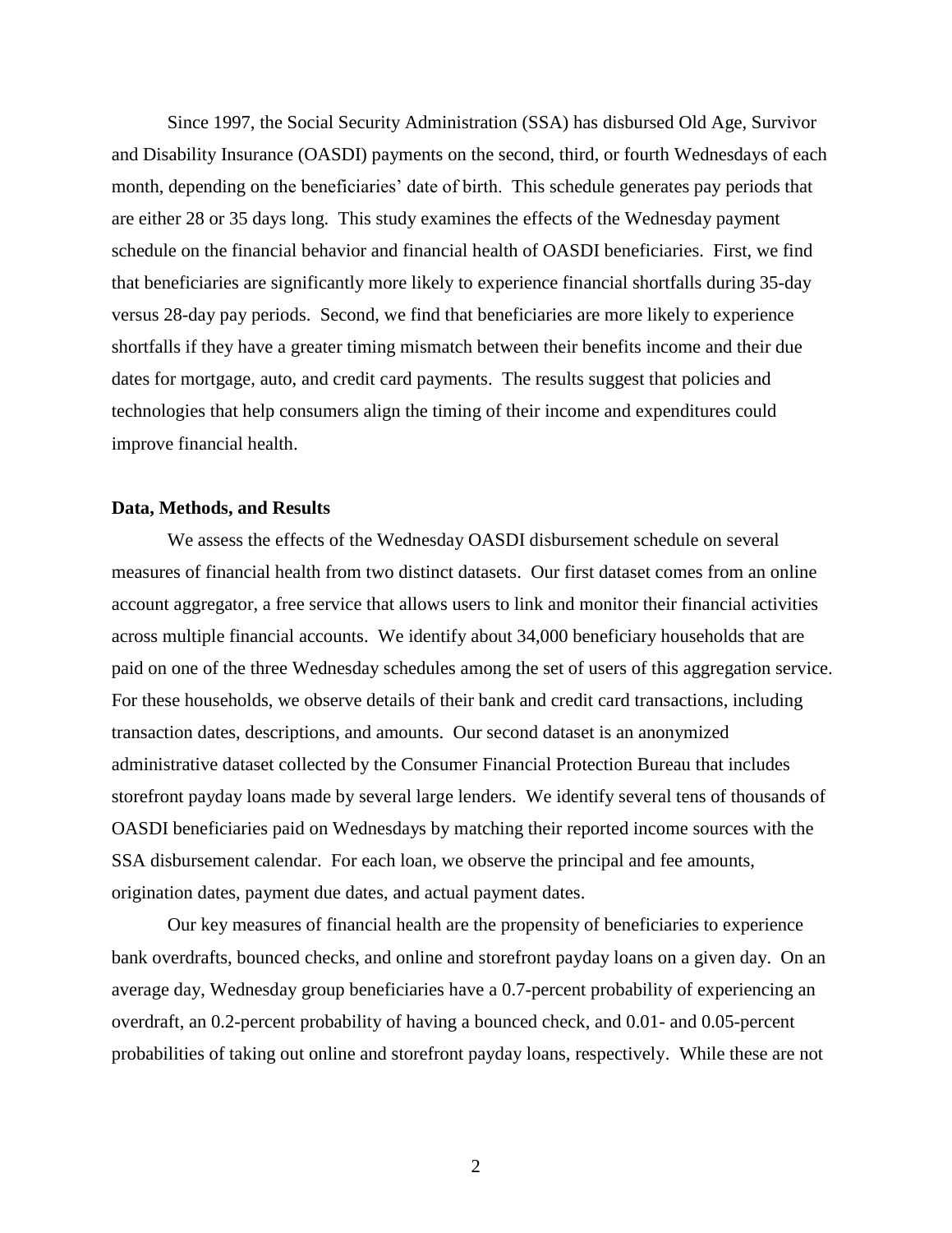Since 1997, the Social Security Administration (SSA) has disbursed Old Age, Survivor and Disability Insurance (OASDI) payments on the second, third, or fourth Wednesdays of each month, depending on the beneficiaries' date of birth. This schedule generates pay periods that are either 28 or 35 days long. This study examines the effects of the Wednesday payment schedule on the financial behavior and financial health of OASDI beneficiaries. First, we find that beneficiaries are significantly more likely to experience financial shortfalls during 35-day versus 28-day pay periods. Second, we find that beneficiaries are more likely to experience shortfalls if they have a greater timing mismatch between their benefits income and their due dates for mortgage, auto, and credit card payments. The results suggest that policies and technologies that help consumers align the timing of their income and expenditures could improve financial health.

**Data, Methods, and Results**

We assess the effects of the Wednesday OASDI disbursement schedule on several measures of financial health from two distinct datasets. Our first dataset comes from an online account aggregator, a free service that allows users to link and monitor their financial activities across multiple financial accounts. We identify about 34,000 beneficiary households that are paid on one of the three Wednesday schedules among the set of users of this aggregation service. For these households, we observe details of their bank and credit card transactions, including transaction dates, descriptions, and amounts. Our second dataset is an anonymized administrative dataset collected by the Consumer Financial Protection Bureau that includes storefront payday loans made by several large lenders. We identify several tens of thousands of OASDI beneficiaries paid on Wednesdays by matching their reported income sources with the SSA disbursement calendar. For each loan, we observe the principal and fee amounts, origination dates, payment due dates, and actual payment dates.

Our key measures of financial health are the propensity of beneficiaries to experience bank overdrafts, bounced checks, and online and storefront payday loans on a given day. On an average day, Wednesday group beneficiaries have a 0.7-percent probability of experiencing an overdraft, an 0.2-percent probability of having a bounced check, and 0.01- and 0.05-percent probabilities of taking out online and storefront payday loans, respectively. While these are not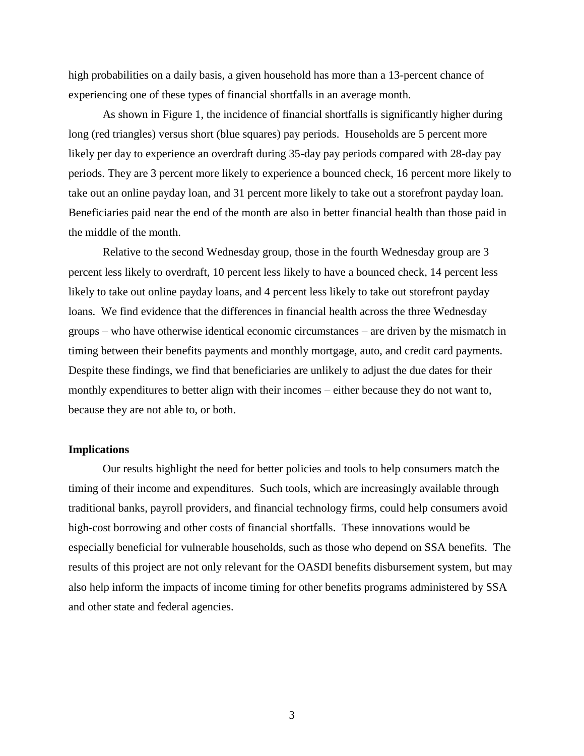high probabilities on a daily basis, a given household has more than a 13-percent chance of experiencing one of these types of financial shortfalls in an average month.

As shown in Figure 1, the incidence of financial shortfalls is significantly higher during long (red triangles) versus short (blue squares) pay periods. Households are 5 percent more likely per day to experience an overdraft during 35-day pay periods compared with 28-day pay periods. They are 3 percent more likely to experience a bounced check, 16 percent more likely to take out an online payday loan, and 31 percent more likely to take out a storefront payday loan. Beneficiaries paid near the end of the month are also in better financial health than those paid in the middle of the month.

Relative to the second Wednesday group, those in the fourth Wednesday group are 3 percent less likely to overdraft, 10 percent less likely to have a bounced check, 14 percent less likely to take out online payday loans, and 4 percent less likely to take out storefront payday loans. We find evidence that the differences in financial health across the three Wednesday groups – who have otherwise identical economic circumstances – are driven by the mismatch in timing between their benefits payments and monthly mortgage, auto, and credit card payments. Despite these findings, we find that beneficiaries are unlikely to adjust the due dates for their monthly expenditures to better align with their incomes – either because they do not want to, because they are not able to, or both.

**Implications**

Our results highlight the need for better policies and tools to help consumers match the timing of their income and expenditures. Such tools, which are increasingly available through traditional banks, payroll providers, and financial technology firms, could help consumers avoid high-cost borrowing and other costs of financial shortfalls. These innovations would be especially beneficial for vulnerable households, such as those who depend on SSA benefits. The results of this project are not only relevant for the OASDI benefits disbursement system, but may also help inform the impacts of income timing for other benefits programs administered by SSA and other state and federal agencies.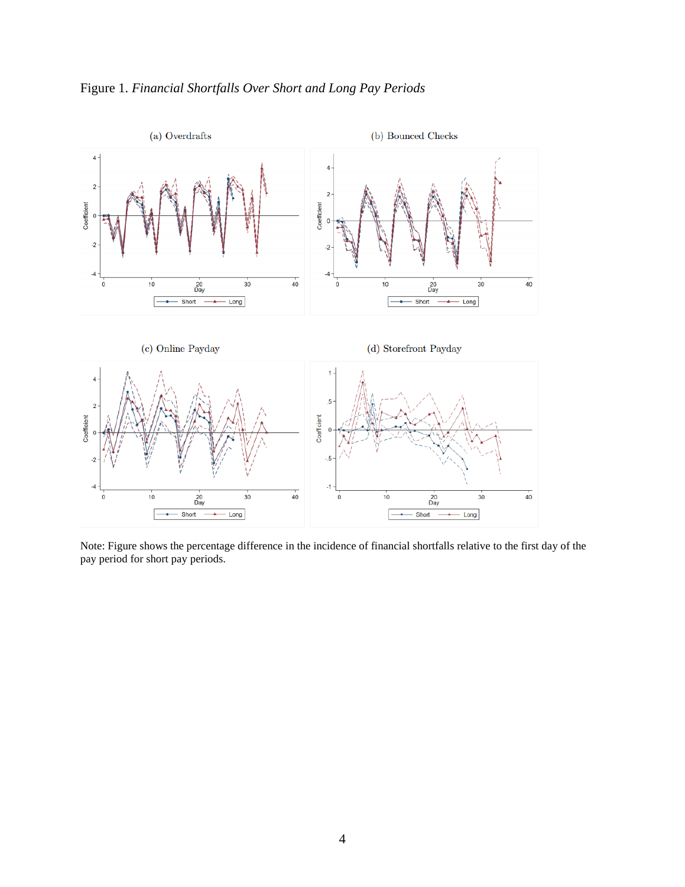Figure 1. *Financial Shortfalls Over Short and Long Pay Periods*

(a) Overdrafts

Coefficient

4
2
0
-2
-4

0 10 20 30 40
Day

Short Long

(b) Bounced Checks

Coefficient

4
2
0
-2
-4

0 10 20 30 40
Day

Short Long

(c) Online Payday

Coefficient

4
2
0
-2
-4

0 10 20 30 40
Day

Short Long

(d) Storefront Payday

Coefficient

1
.5
0
-.5
-1

0 10 20 30 40
Day

Short Long

Note: Figure shows the percentage difference in the incidence of financial shortfalls relative to the first day of the pay period for short pay periods.